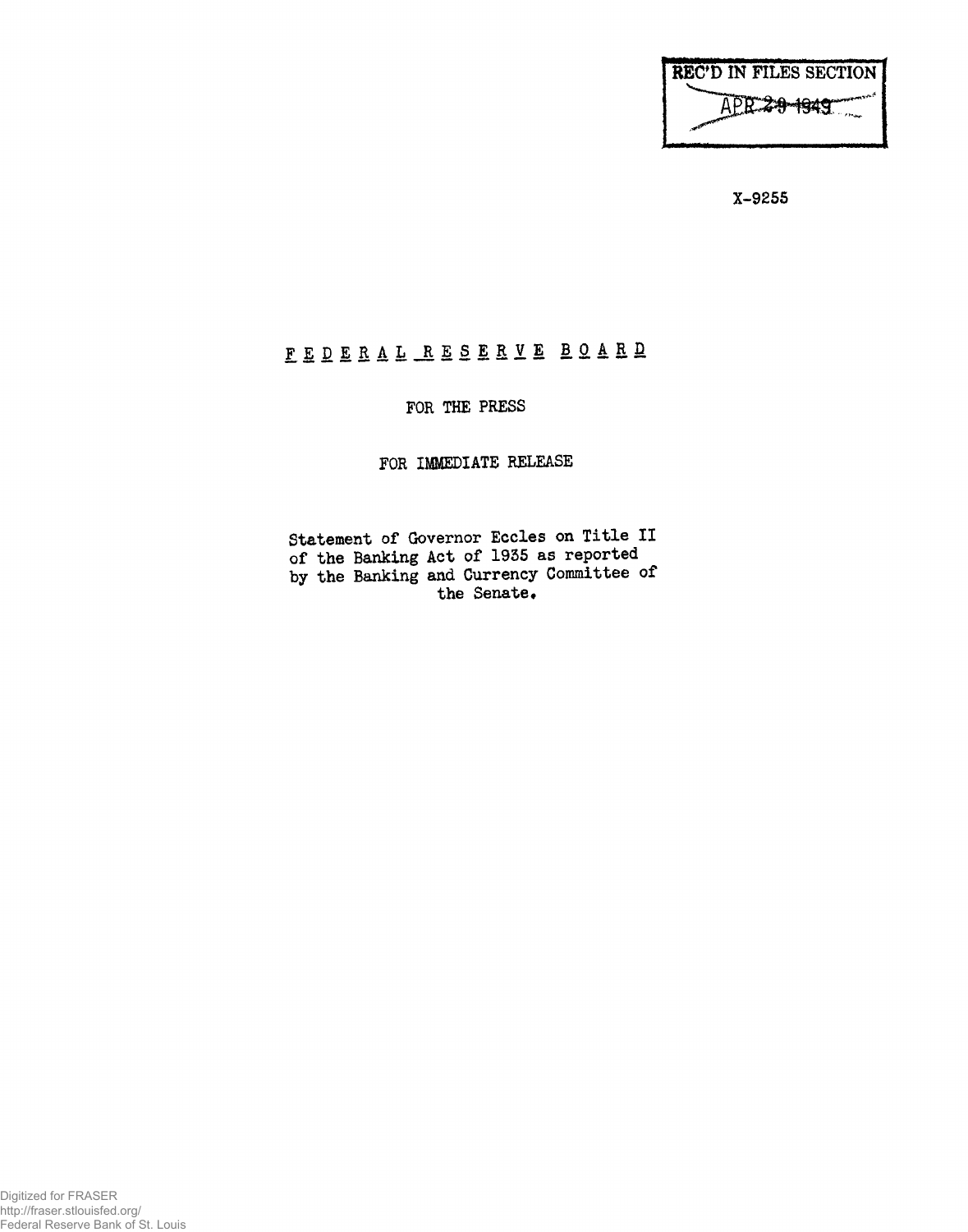REC'D IN FILES SECTION
APR 29 1949

X-9255

# FEDERAL RESERVE BOARD

FOR THE PRESS

FOR IMMEDIATE RELEASE

Statement of Governor Eccles on Title II of the Banking Act of 1935 as reported by the Banking and Currency Committee of the Senate.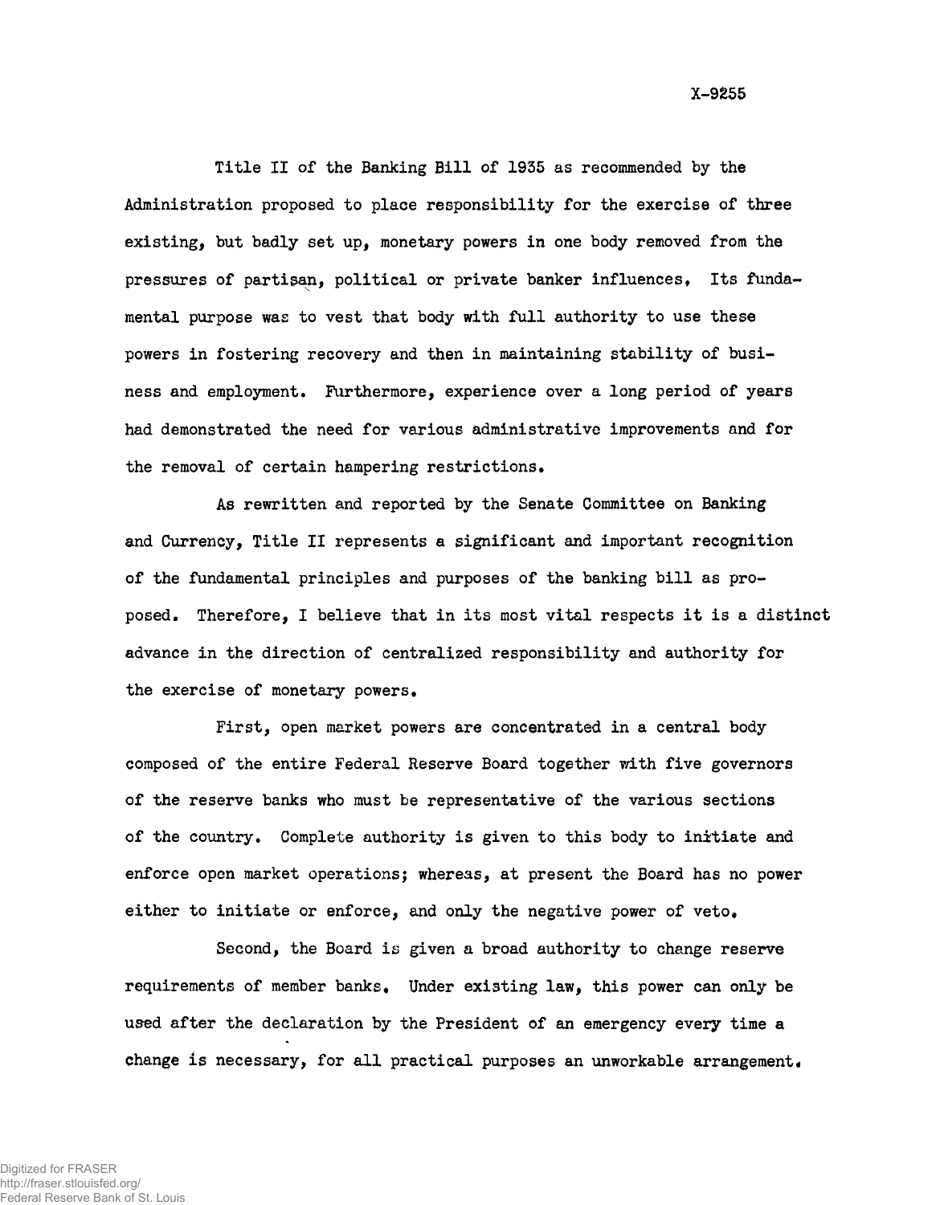Title II of the Banking Bill of 1935 as recommended by the Administration proposed to place responsibility for the exercise of three existing, but badly set up, monetary powers in one body removed from the pressures of partisan, political or private banker influences. Its fundamental purpose was to vest that body with full authority to use these powers in fostering recovery and then in maintaining stability of business and employment. Furthermore, experience over a long period of years had demonstrated the need for various administrative improvements and for the removal of certain hampering restrictions.

As rewritten and reported by the Senate Committee on Banking and Currency, Title II represents a significant and important recognition of the fundamental principles and purposes of the banking bill as proposed. Therefore, I believe that in its most vital respects it is a distinct advance in the direction of centralized responsibility and authority for the exercise of monetary powers.

First, open market powers are concentrated in a central body composed of the entire Federal Reserve Board together with five governors of the reserve banks who must be representative of the various sections of the country. Complete authority is given to this body to initiate and enforce open market operations; whereas, at present the Board has no power either to initiate or enforce, and only the negative power of veto.

Second, the Board is given a broad authority to change reserve requirements of member banks. Under existing law, this power can only be used after the declaration by the President of an emergency every time a change is necessary, for all practical purposes an unworkable arrangement.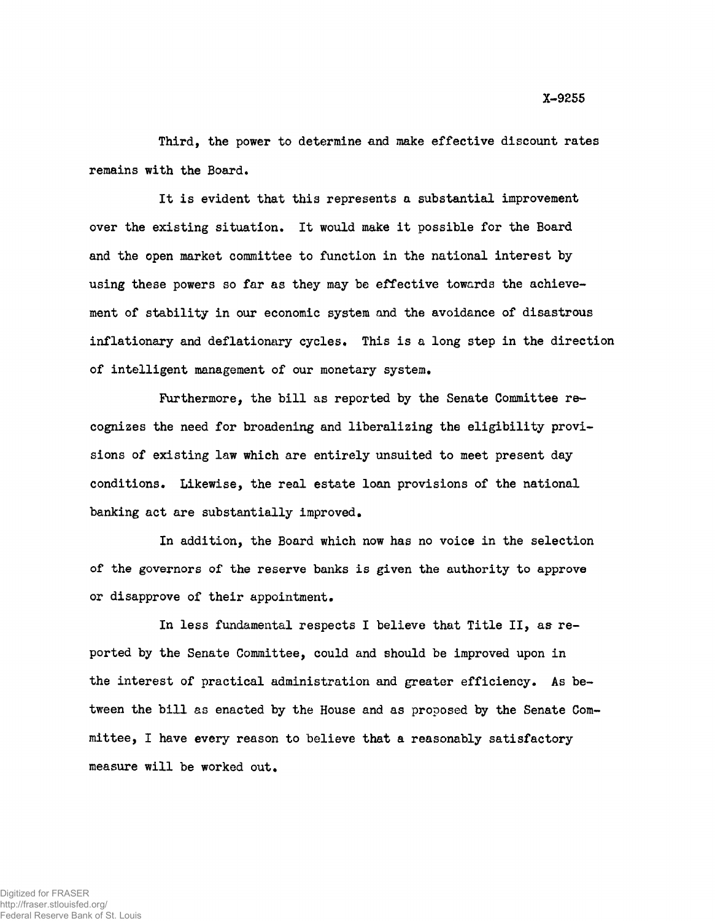Third, the power to determine and make effective discount rates remains with the Board.

It is evident that this represents a substantial improvement over the existing situation. It would make it possible for the Board and the open market committee to function in the national interest by using these powers so far as they may be effective towards the achievement of stability in our economic system and the avoidance of disastrous inflationary and deflationary cycles. This is a long step in the direction of intelligent management of our monetary system.

Furthermore, the bill as reported by the Senate Committee recognizes the need for broadening and liberalizing the eligibility provisions of existing law which are entirely unsuited to meet present day conditions. Likewise, the real estate loan provisions of the national banking act are substantially improved.

In addition, the Board which now has no voice in the selection of the governors of the reserve banks is given the authority to approve or disapprove of their appointment.

In less fundamental respects I believe that Title II, as reported by the Senate Committee, could and should be improved upon in the interest of practical administration and greater efficiency. As between the bill as enacted by the House and as proposed by the Senate Committee, I have every reason to believe that a reasonably satisfactory measure will be worked out.